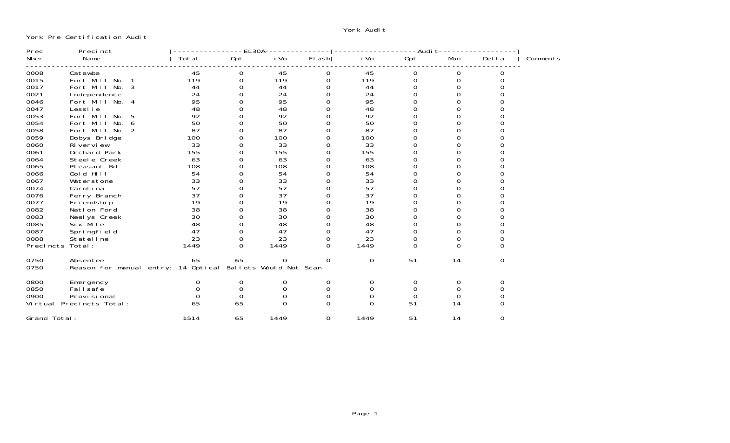York Audit

York Pre Certification Audit

| Prec Nber | Precinct Name | EL30A Total | EL30A Opt | EL30A iVo | EL30A Flash | Audit iVo | Audit Opt | Audit Man | Audit Delta | Comments |
|---|---|---|---|---|---|---|---|---|---|---|
| 0008 | Catawba | 45 | 0 | 45 | 0 | 45 | 0 | 0 | 0 | |
| 0015 | Fort Mill No. 1 | 119 | 0 | 119 | 0 | 119 | 0 | 0 | 0 | |
| 0017 | Fort Mill No. 3 | 44 | 0 | 44 | 0 | 44 | 0 | 0 | 0 | |
| 0021 | Independence | 24 | 0 | 24 | 0 | 24 | 0 | 0 | 0 | |
| 0046 | Fort Mill No. 4 | 95 | 0 | 95 | 0 | 95 | 0 | 0 | 0 | |
| 0047 | Lesslie | 48 | 0 | 48 | 0 | 48 | 0 | 0 | 0 | |
| 0053 | Fort Mill No. 5 | 92 | 0 | 92 | 0 | 92 | 0 | 0 | 0 | |
| 0054 | Fort Mill No. 6 | 50 | 0 | 50 | 0 | 50 | 0 | 0 | 0 | |
| 0058 | Fort Mill No. 2 | 87 | 0 | 87 | 0 | 87 | 0 | 0 | 0 | |
| 0059 | Dobys Bridge | 100 | 0 | 100 | 0 | 100 | 0 | 0 | 0 | |
| 0060 | Riverview | 33 | 0 | 33 | 0 | 33 | 0 | 0 | 0 | |
| 0061 | Orchard Park | 155 | 0 | 155 | 0 | 155 | 0 | 0 | 0 | |
| 0064 | Steele Creek | 63 | 0 | 63 | 0 | 63 | 0 | 0 | 0 | |
| 0065 | Pleasant Rd | 108 | 0 | 108 | 0 | 108 | 0 | 0 | 0 | |
| 0066 | Gold Hill | 54 | 0 | 54 | 0 | 54 | 0 | 0 | 0 | |
| 0067 | Waterstone | 33 | 0 | 33 | 0 | 33 | 0 | 0 | 0 | |
| 0074 | Carolina | 57 | 0 | 57 | 0 | 57 | 0 | 0 | 0 | |
| 0076 | Ferry Branch | 37 | 0 | 37 | 0 | 37 | 0 | 0 | 0 | |
| 0077 | Friendship | 19 | 0 | 19 | 0 | 19 | 0 | 0 | 0 | |
| 0082 | Nation Ford | 38 | 0 | 38 | 0 | 38 | 0 | 0 | 0 | |
| 0083 | Neelys Creek | 30 | 0 | 30 | 0 | 30 | 0 | 0 | 0 | |
| 0085 | Six Mile | 48 | 0 | 48 | 0 | 48 | 0 | 0 | 0 | |
| 0087 | Springfield | 47 | 0 | 47 | 0 | 47 | 0 | 0 | 0 | |
| 0088 | Stateline | 23 | 0 | 23 | 0 | 23 | 0 | 0 | 0 | |
| Precincts Total: | | 1449 | 0 | 1449 | 0 | 1449 | 0 | 0 | 0 | |
| 0750 | Absentee | 65 | 65 | 0 | 0 | 0 | 51 | 14 | 0 | |
| 0750 | Reason for manual entry: 14 Optical Ballots Would Not Scan | | | | | | | | | |
| 0800 | Emergency | 0 | 0 | 0 | 0 | 0 | 0 | 0 | 0 | |
| 0850 | Failsafe | 0 | 0 | 0 | 0 | 0 | 0 | 0 | 0 | |
| 0900 | Provisional | 0 | 0 | 0 | 0 | 0 | 0 | 0 | 0 | |
| Virtual Precincts Total: | | 65 | 65 | 0 | 0 | 0 | 51 | 14 | 0 | |
| Grand Total: | | 1514 | 65 | 1449 | 0 | 1449 | 51 | 14 | 0 | |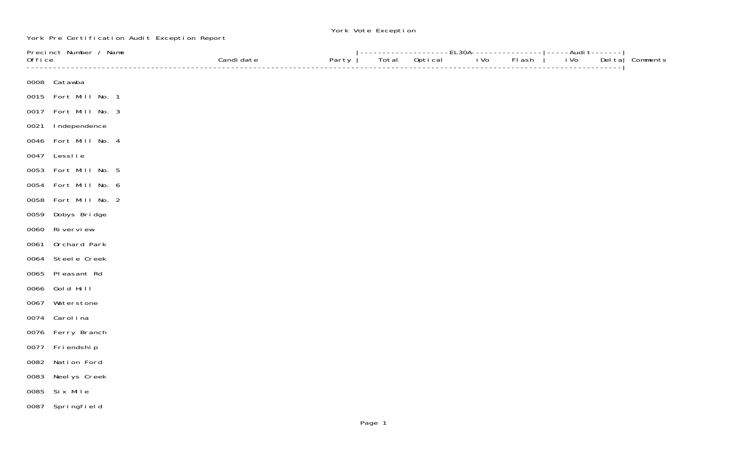# York Vote Exception

York Pre Certification Audit Exception Report

| Precinct Number / Name<br>Office | Candidate | Party | EL30A<br>Total | <br>Optical | <br>iVo | <br>Flash | Audit<br>iVo | <br>Delta | Comments |
|---|---|---|---|---|---|---|---|---|---|
| 0008 Catawba | | | | | | | | | |
| 0015 Fort Mill No. 1 | | | | | | | | | |
| 0017 Fort Mill No. 3 | | | | | | | | | |
| 0021 Independence | | | | | | | | | |
| 0046 Fort Mill No. 4 | | | | | | | | | |
| 0047 Lesslie | | | | | | | | | |
| 0053 Fort Mill No. 5 | | | | | | | | | |
| 0054 Fort Mill No. 6 | | | | | | | | | |
| 0058 Fort Mill No. 2 | | | | | | | | | |
| 0059 Dobys Bridge | | | | | | | | | |
| 0060 Riverview | | | | | | | | | |
| 0061 Orchard Park | | | | | | | | | |
| 0064 Steele Creek | | | | | | | | | |
| 0065 Pleasant Rd | | | | | | | | | |
| 0066 Gold Hill | | | | | | | | | |
| 0067 Waterstone | | | | | | | | | |
| 0074 Carolina | | | | | | | | | |
| 0076 Ferry Branch | | | | | | | | | |
| 0077 Friendship | | | | | | | | | |
| 0082 Nation Ford | | | | | | | | | |
| 0083 Neelys Creek | | | | | | | | | |
| 0085 Six Mile | | | | | | | | | |
| 0087 Springfield | | | | | | | | | |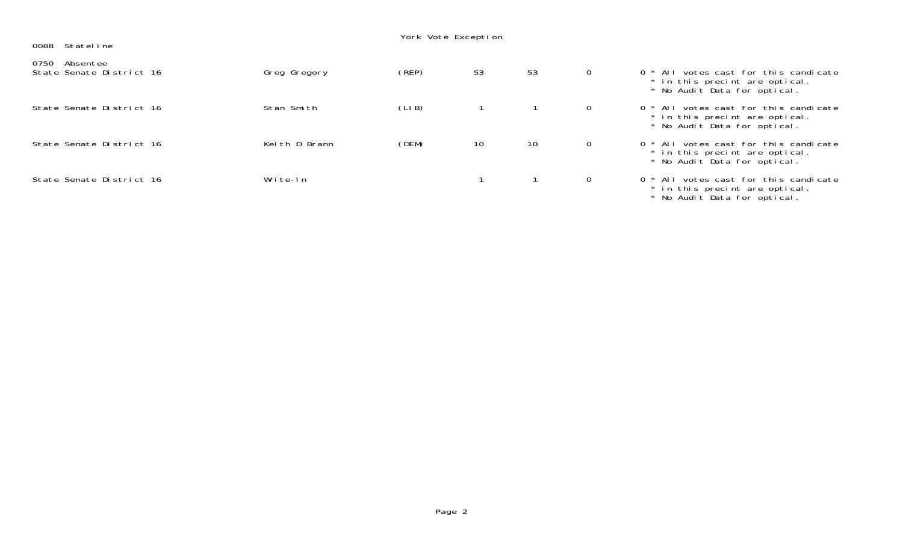York Vote Exception

0088 Stateline

0750 Absentee

| | | | | | | | |
|---|---|---|---|---|---|---|---|
| State Senate District 16 | Greg Gregory | (REP) | 53 | 53 | 0 | 0 | * All votes cast for this candicate<br>* in this precint are optical.<br>* No Audit Data for optical. |
| State Senate District 16 | Stan Smith | (LIB) | 1 | 1 | 0 | 0 | * All votes cast for this candicate<br>* in this precint are optical.<br>* No Audit Data for optical. |
| State Senate District 16 | Keith D Brann | (DEM) | 10 | 10 | 0 | 0 | * All votes cast for this candicate<br>* in this precint are optical.<br>* No Audit Data for optical. |
| State Senate District 16 | Write-In | | 1 | 1 | 0 | 0 | * All votes cast for this candicate<br>* in this precint are optical.<br>* No Audit Data for optical. |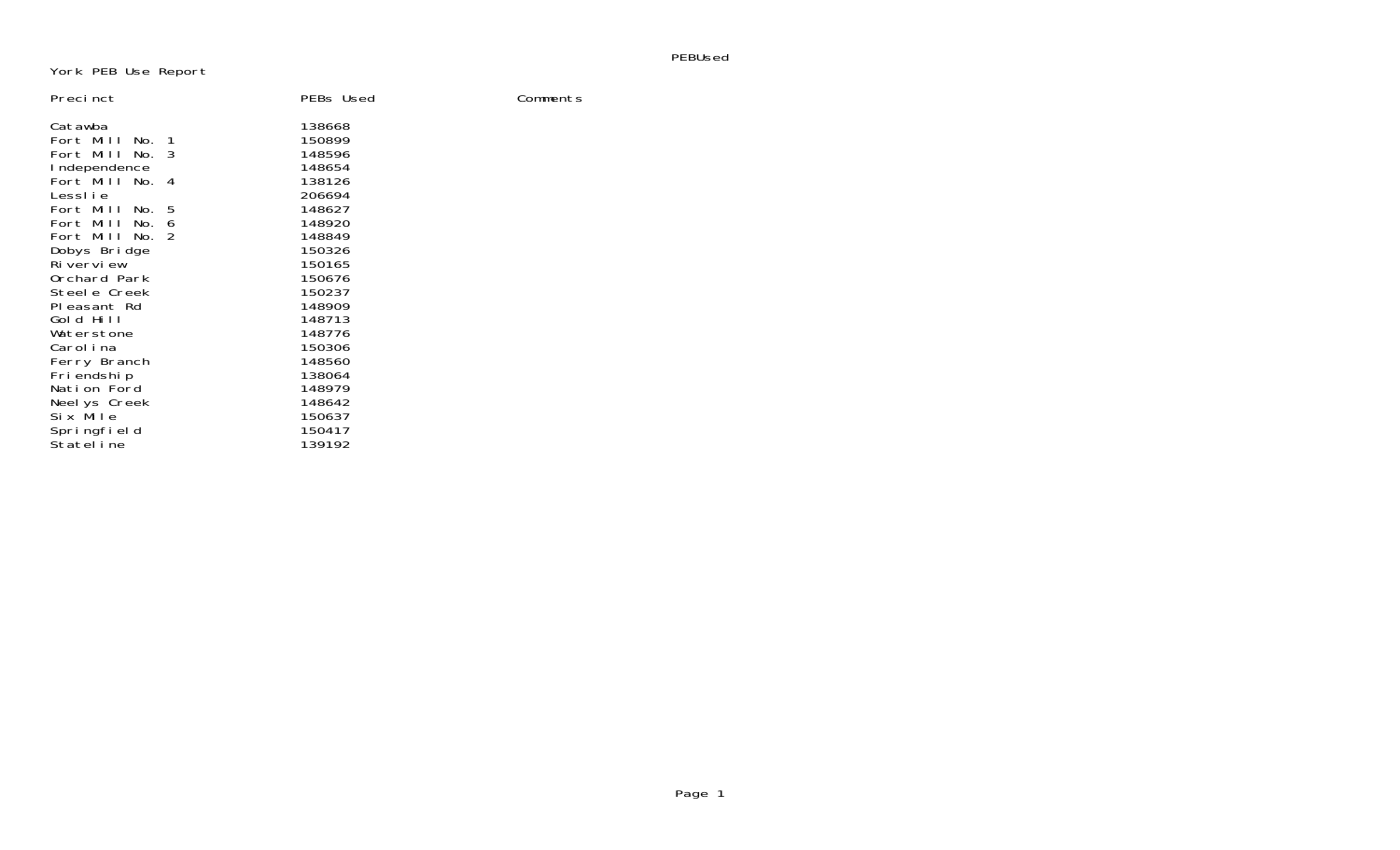PEBUsed

York PEB Use Report

| Precinct | PEBs Used | Comments |
|---|---|---|
| Catawba | 138668 | |
| Fort Mill No. 1 | 150899 | |
| Fort Mill No. 3 | 148596 | |
| Independence | 148654 | |
| Fort Mill No. 4 | 138126 | |
| Lesslie | 206694 | |
| Fort Mill No. 5 | 148627 | |
| Fort Mill No. 6 | 148920 | |
| Fort Mill No. 2 | 148849 | |
| Dobys Bridge | 150326 | |
| Riverview | 150165 | |
| Orchard Park | 150676 | |
| Steele Creek | 150237 | |
| Pleasant Rd | 148909 | |
| Gold Hill | 148713 | |
| Waterstone | 148776 | |
| Carolina | 150306 | |
| Ferry Branch | 148560 | |
| Friendship | 138064 | |
| Nation Ford | 148979 | |
| Neelys Creek | 148642 | |
| Six Mile | 150637 | |
| Springfield | 150417 | |
| Stateline | 139192 | |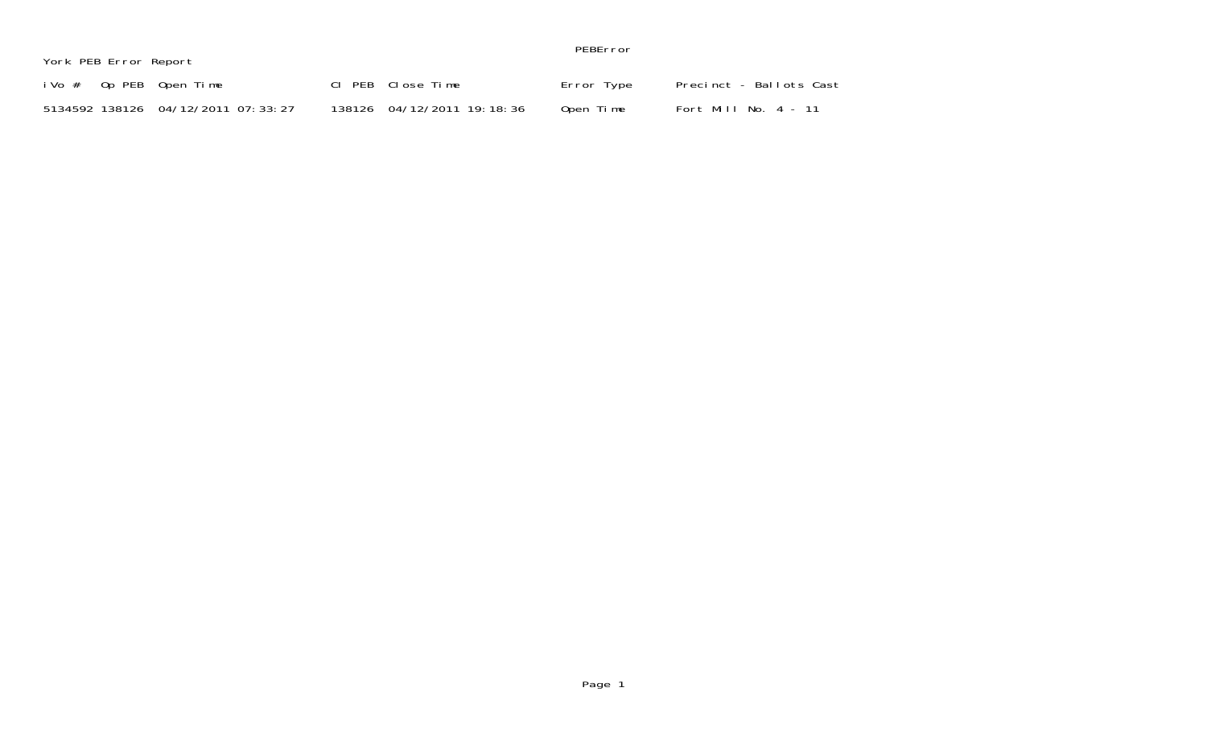PEBError

York PEB Error Report

| iVo # | Op PEB | Open Time | Cl PEB | Close Time | Error Type | Precinct - Ballots Cast |
|---|---|---|---|---|---|---|
| 5134592 | 138126 | 04/12/2011 07:33:27 | 138126 | 04/12/2011 19:18:36 | Open Time | Fort Mill No. 4 - 11 |